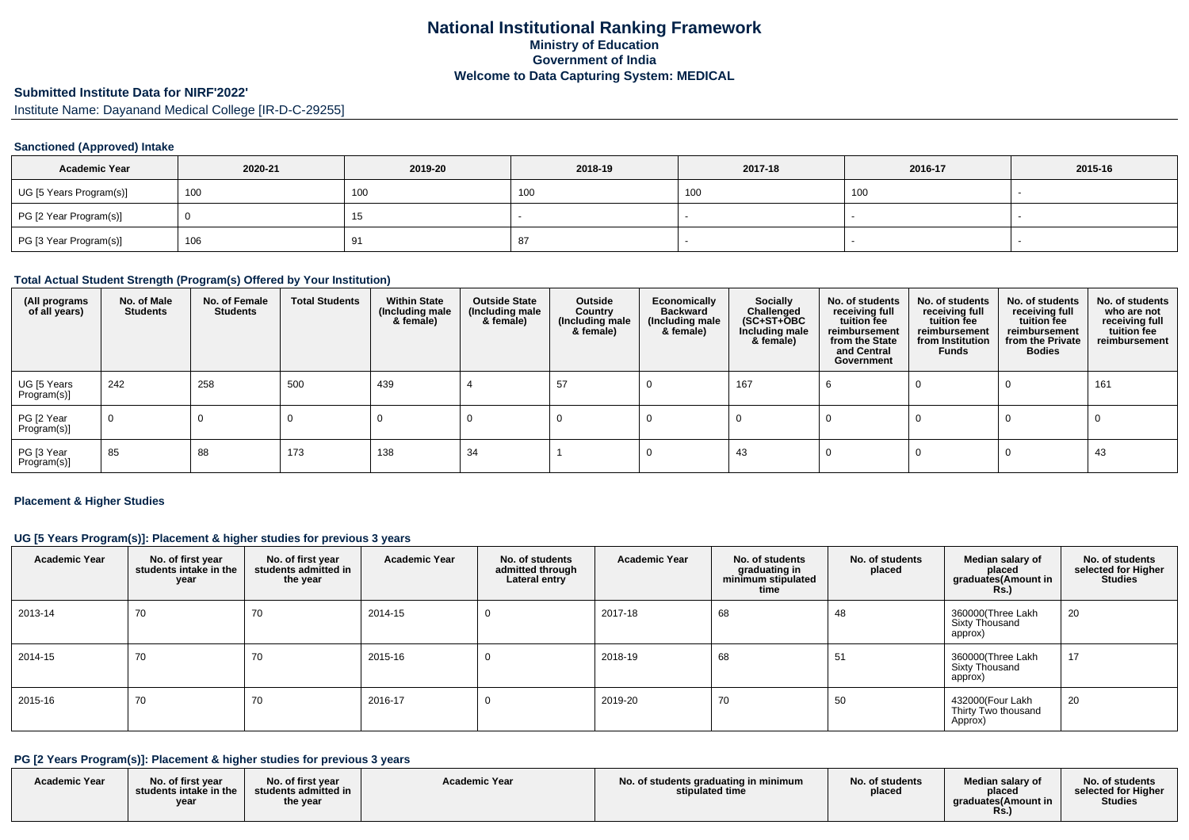# National Institutional Ranking Framework
## Ministry of Education
## Government of India
## Welcome to Data Capturing System: MEDICAL

### Submitted Institute Data for NIRF'2022'

Institute Name: Dayanand Medical College [IR-D-C-29255]

#### Sanctioned (Approved) Intake

| Academic Year | 2020-21 | 2019-20 | 2018-19 | 2017-18 | 2016-17 | 2015-16 |
|---|---|---|---|---|---|---|
| UG [5 Years Program(s)] | 100 | 100 | 100 | 100 | 100 | - |
| PG [2 Year Program(s)] | 0 | 15 | - | - | - | - |
| PG [3 Year Program(s)] | 106 | 91 | 87 | - | - | - |

#### Total Actual Student Strength (Program(s) Offered by Your Institution)

| (All programs of all years) | No. of Male Students | No. of Female Students | Total Students | Within State (Including male & female) | Outside State (Including male & female) | Outside Country (Including male & female) | Economically Backward (Including male & female) | Socially Challenged (SC+ST+OBC Including male & female) | No. of students receiving full tuition fee reimbursement from the State and Central Government | No. of students receiving full tuition fee reimbursement from Institution Funds | No. of students receiving full tuition fee reimbursement from the Private Bodies | No. of students who are not receiving full tuition fee reimbursement |
|---|---|---|---|---|---|---|---|---|---|---|---|---|
| UG [5 Years Program(s)] | 242 | 258 | 500 | 439 | 4 | 57 | 0 | 167 | 6 | 0 | 0 | 161 |
| PG [2 Year Program(s)] | 0 | 0 | 0 | 0 | 0 | 0 | 0 | 0 | 0 | 0 | 0 | 0 |
| PG [3 Year Program(s)] | 85 | 88 | 173 | 138 | 34 | 1 | 0 | 43 | 0 | 0 | 0 | 43 |

#### Placement & Higher Studies

#### UG [5 Years Program(s)]: Placement & higher studies for previous 3 years

| Academic Year | No. of first year students intake in the year | No. of first year students admitted in the year | Academic Year | No. of students admitted through Lateral entry | Academic Year | No. of students graduating in minimum stipulated time | No. of students placed | Median salary of placed graduates(Amount in Rs.) | No. of students selected for Higher Studies |
|---|---|---|---|---|---|---|---|---|---|
| 2013-14 | 70 | 70 | 2014-15 | 0 | 2017-18 | 68 | 48 | 360000(Three Lakh Sixty Thousand approx) | 20 |
| 2014-15 | 70 | 70 | 2015-16 | 0 | 2018-19 | 68 | 51 | 360000(Three Lakh Sixty Thousand approx) | 17 |
| 2015-16 | 70 | 70 | 2016-17 | 0 | 2019-20 | 70 | 50 | 432000(Four Lakh Thirty Two thousand Approx) | 20 |

#### PG [2 Years Program(s)]: Placement & higher studies for previous 3 years

| Academic Year | No. of first year students intake in the year | No. of first year students admitted in the year | Academic Year | No. of students graduating in minimum stipulated time | No. of students placed | Median salary of placed graduates(Amount in Rs.) | No. of students selected for Higher Studies |
|---|---|---|---|---|---|---|---|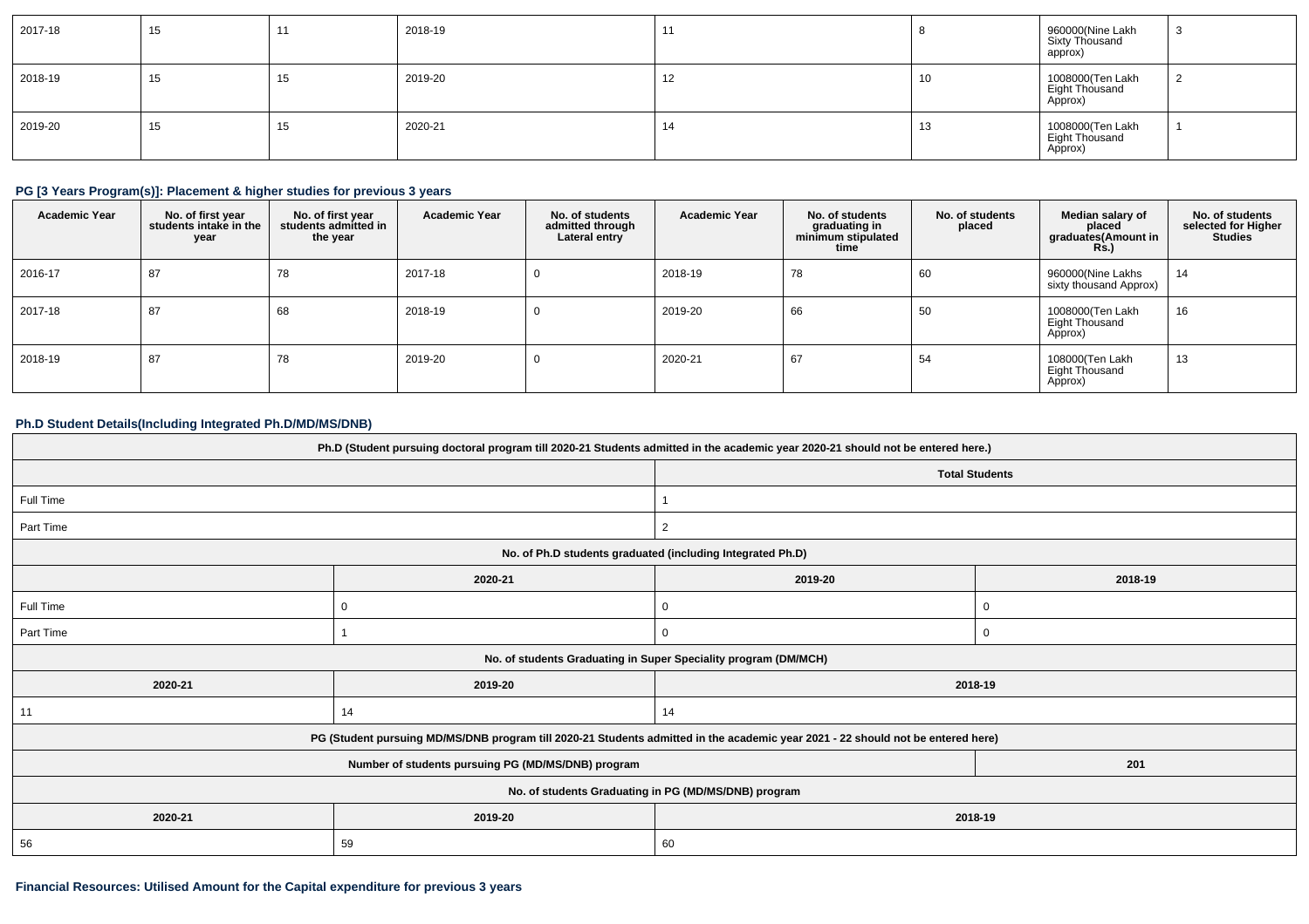| 2017-18 | 15 | 11 | 2018-19 | 11 | 8 | 960000(Nine Lakh Sixty Thousand approx) | 3 |
|---|---|---|---|---|---|---|---|
| 2018-19 | 15 | 15 | 2019-20 | 12 | 10 | 1008000(Ten Lakh Eight Thousand Approx) | 2 |
| 2019-20 | 15 | 15 | 2020-21 | 14 | 13 | 1008000(Ten Lakh Eight Thousand Approx) | 1 |

### PG [3 Years Program(s)]: Placement & higher studies for previous 3 years

| Academic Year | No. of first year students intake in the year | No. of first year students admitted in the year | Academic Year | No. of students admitted through Lateral entry | Academic Year | No. of students graduating in minimum stipulated time | No. of students placed | Median salary of placed graduates(Amount in Rs.) | No. of students selected for Higher Studies |
|---|---|---|---|---|---|---|---|---|---|
| 2016-17 | 87 | 78 | 2017-18 | 0 | 2018-19 | 78 | 60 | 960000(Nine Lakhs sixty thousand Approx) | 14 |
| 2017-18 | 87 | 68 | 2018-19 | 0 | 2019-20 | 66 | 50 | 1008000(Ten Lakh Eight Thousand Approx) | 16 |
| 2018-19 | 87 | 78 | 2019-20 | 0 | 2020-21 | 67 | 54 | 108000(Ten Lakh Eight Thousand Approx) | 13 |

### Ph.D Student Details(Including Integrated Ph.D/MD/MS/DNB)

| Ph.D (Student pursuing doctoral program till 2020-21 Students admitted in the academic year 2020-21 should not be entered here.) | |
|---|---|
| | Total Students |
| Full Time | 1 |
| Part Time | 2 |

| No. of Ph.D students graduated (including Integrated Ph.D) | | | |
|---|---|---|---|
| | 2020-21 | 2019-20 | 2018-19 |
| Full Time | 0 | 0 | 0 |
| Part Time | 1 | 0 | 0 |

| No. of students Graduating in Super Speciality program (DM/MCH) | | |
|---|---|---|
| 2020-21 | 2019-20 | 2018-19 |
| 11 | 14 | 14 |

| PG (Student pursuing MD/MS/DNB program till 2020-21 Students admitted in the academic year 2021 - 22 should not be entered here) | |
|---|---|
| Number of students pursuing PG (MD/MS/DNB) program | 201 |

| No. of students Graduating in PG (MD/MS/DNB) program | | |
|---|---|---|
| 2020-21 | 2019-20 | 2018-19 |
| 56 | 59 | 60 |

### Financial Resources: Utilised Amount for the Capital expenditure for previous 3 years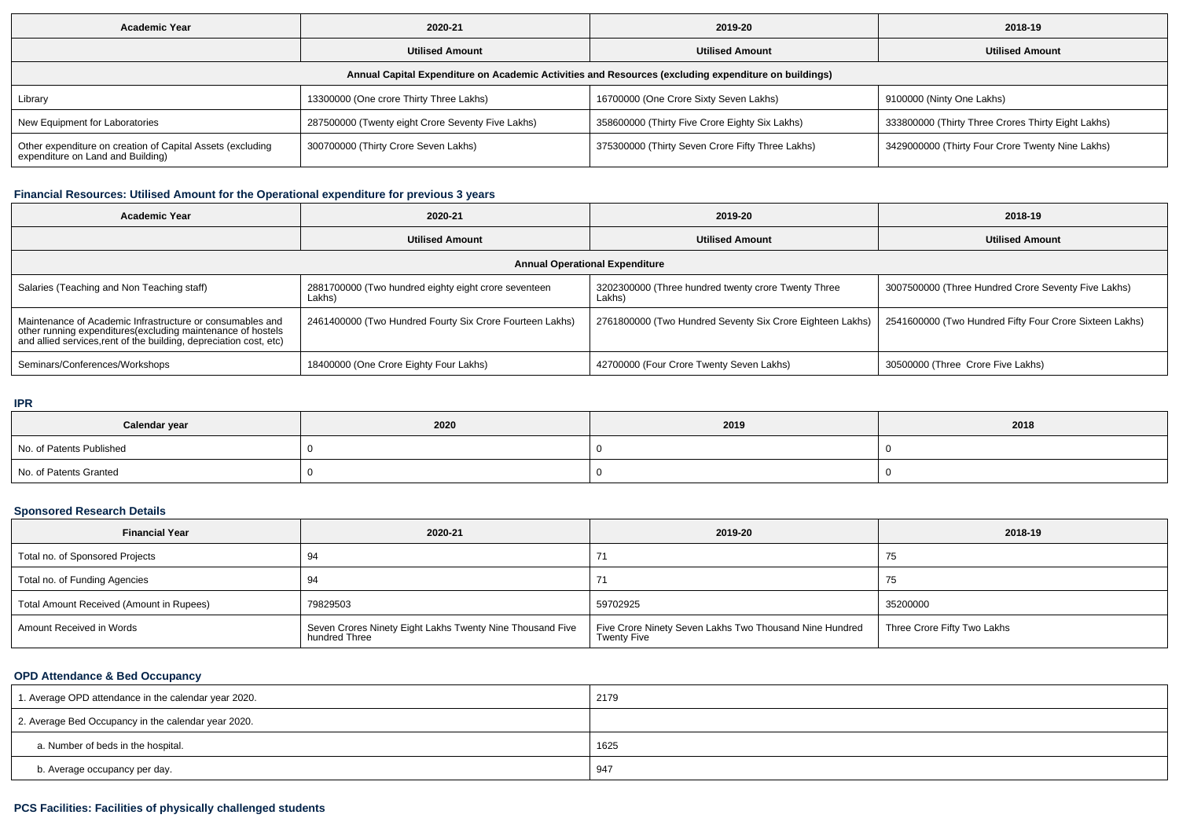| Academic Year | 2020-21 | 2019-20 | 2018-19 |
|---|---|---|---|
| | **Utilised Amount** | **Utilised Amount** | **Utilised Amount** |
| **Annual Capital Expenditure on Academic Activities and Resources (excluding expenditure on buildings)** | | | |
| Library | 13300000 (One crore Thirty Three Lakhs) | 16700000 (One Crore Sixty Seven Lakhs) | 9100000 (Ninty One Lakhs) |
| New Equipment for Laboratories | 287500000 (Twenty eight Crore Seventy Five Lakhs) | 358600000 (Thirty Five Crore Eighty Six Lakhs) | 333800000 (Thirty Three Crores Thirty Eight Lakhs) |
| Other expenditure on creation of Capital Assets (excluding expenditure on Land and Building) | 300700000 (Thirty Crore Seven Lakhs) | 375300000 (Thirty Seven Crore Fifty Three Lakhs) | 3429000000 (Thirty Four Crore Twenty Nine Lakhs) |

### Financial Resources: Utilised Amount for the Operational expenditure for previous 3 years

| Academic Year | 2020-21 | 2019-20 | 2018-19 |
|---|---|---|---|
| | **Utilised Amount** | **Utilised Amount** | **Utilised Amount** |
| **Annual Operational Expenditure** | | | |
| Salaries (Teaching and Non Teaching staff) | 2881700000 (Two hundred eighty eight crore seventeen Lakhs) | 3202300000 (Three hundred twenty crore Twenty Three Lakhs) | 3007500000 (Three Hundred Crore Seventy Five Lakhs) |
| Maintenance of Academic Infrastructure or consumables and other running expenditures(excluding maintenance of hostels and allied services,rent of the building, depreciation cost, etc) | 2461400000 (Two Hundred Fourty Six Crore Fourteen Lakhs) | 2761800000 (Two Hundred Seventy Six Crore Eighteen Lakhs) | 2541600000 (Two Hundred Fifty Four Crore Sixteen Lakhs) |
| Seminars/Conferences/Workshops | 18400000 (One Crore Eighty Four Lakhs) | 42700000 (Four Crore Twenty Seven Lakhs) | 30500000 (Three Crore Five Lakhs) |

### IPR

| Calendar year | 2020 | 2019 | 2018 |
|---|---|---|---|
| No. of Patents Published | 0 | 0 | 0 |
| No. of Patents Granted | 0 | 0 | 0 |

### Sponsored Research Details

| Financial Year | 2020-21 | 2019-20 | 2018-19 |
|---|---|---|---|
| Total no. of Sponsored Projects | 94 | 71 | 75 |
| Total no. of Funding Agencies | 94 | 71 | 75 |
| Total Amount Received (Amount in Rupees) | 79829503 | 59702925 | 35200000 |
| Amount Received in Words | Seven Crores Ninety Eight Lakhs Twenty Nine Thousand Five hundred Three | Five Crore Ninety Seven Lakhs Two Thousand Nine Hundred Twenty Five | Three Crore Fifty Two Lakhs |

### OPD Attendance & Bed Occupancy

| | |
|---|---|
| 1. Average OPD attendance in the calendar year 2020. | 2179 |
| 2. Average Bed Occupancy in the calendar year 2020. | |
| a. Number of beds in the hospital. | 1625 |
| b. Average occupancy per day. | 947 |

### PCS Facilities: Facilities of physically challenged students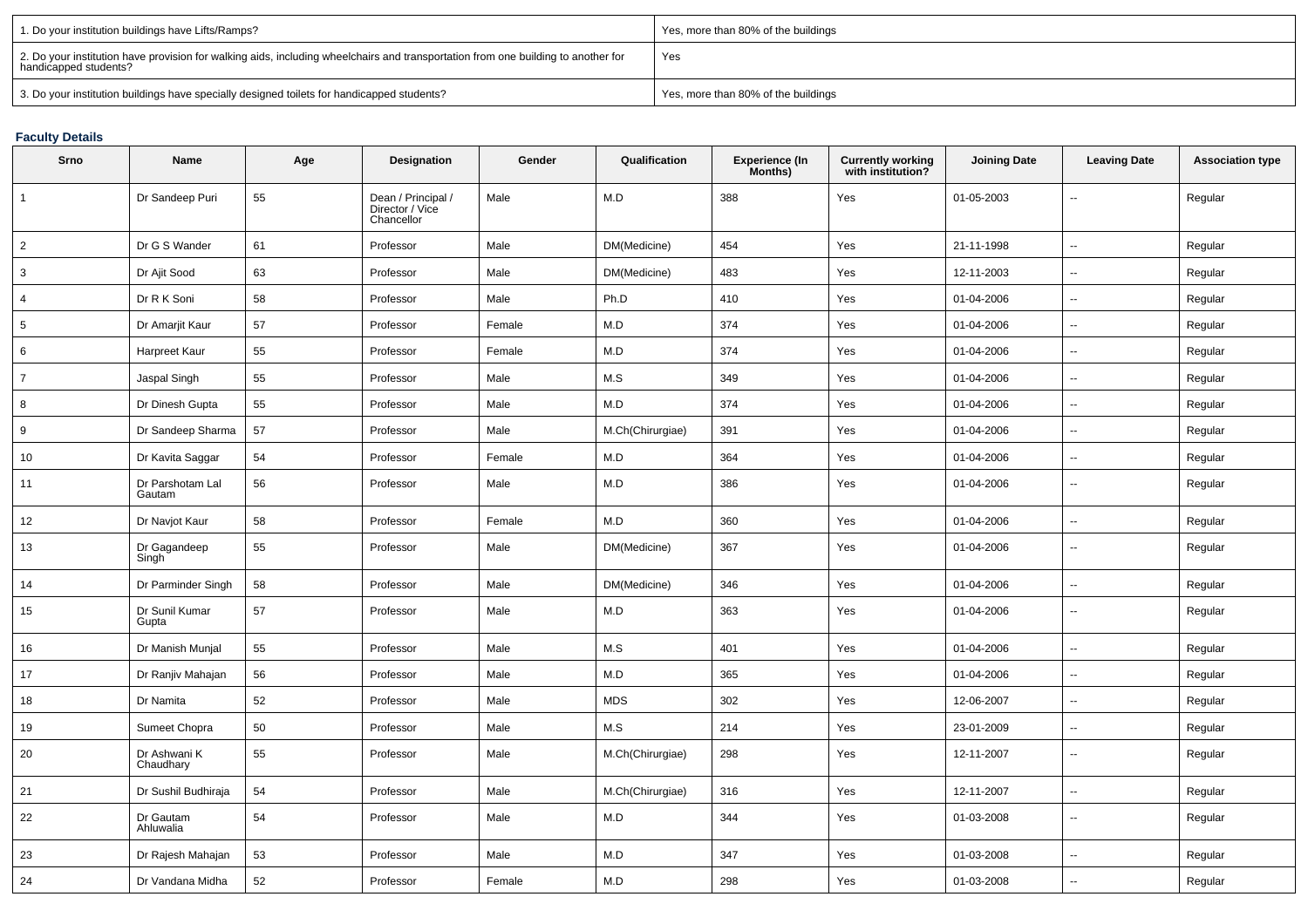| 1. Do your institution buildings have Lifts/Ramps? | Yes, more than 80% of the buildings |
|---|---|
| 2. Do your institution have provision for walking aids, including wheelchairs and transportation from one building to another for handicapped students? | Yes |
| 3. Do your institution buildings have specially designed toilets for handicapped students? | Yes, more than 80% of the buildings |

**Faculty Details**

| Srno | Name | Age | Designation | Gender | Qualification | Experience (In Months) | Currently working with institution? | Joining Date | Leaving Date | Association type |
|---|---|---|---|---|---|---|---|---|---|---|
| 1 | Dr Sandeep Puri | 55 | Dean / Principal / Director / Vice Chancellor | Male | M.D | 388 | Yes | 01-05-2003 | -- | Regular |
| 2 | Dr G S Wander | 61 | Professor | Male | DM(Medicine) | 454 | Yes | 21-11-1998 | -- | Regular |
| 3 | Dr Ajit Sood | 63 | Professor | Male | DM(Medicine) | 483 | Yes | 12-11-2003 | -- | Regular |
| 4 | Dr R K Soni | 58 | Professor | Male | Ph.D | 410 | Yes | 01-04-2006 | -- | Regular |
| 5 | Dr Amarjit Kaur | 57 | Professor | Female | M.D | 374 | Yes | 01-04-2006 | -- | Regular |
| 6 | Harpreet Kaur | 55 | Professor | Female | M.D | 374 | Yes | 01-04-2006 | -- | Regular |
| 7 | Jaspal Singh | 55 | Professor | Male | M.S | 349 | Yes | 01-04-2006 | -- | Regular |
| 8 | Dr Dinesh Gupta | 55 | Professor | Male | M.D | 374 | Yes | 01-04-2006 | -- | Regular |
| 9 | Dr Sandeep Sharma | 57 | Professor | Male | M.Ch(Chirurgiae) | 391 | Yes | 01-04-2006 | -- | Regular |
| 10 | Dr Kavita Saggar | 54 | Professor | Female | M.D | 364 | Yes | 01-04-2006 | -- | Regular |
| 11 | Dr Parshotam Lal Gautam | 56 | Professor | Male | M.D | 386 | Yes | 01-04-2006 | -- | Regular |
| 12 | Dr Navjot Kaur | 58 | Professor | Female | M.D | 360 | Yes | 01-04-2006 | -- | Regular |
| 13 | Dr Gagandeep Singh | 55 | Professor | Male | DM(Medicine) | 367 | Yes | 01-04-2006 | -- | Regular |
| 14 | Dr Parminder Singh | 58 | Professor | Male | DM(Medicine) | 346 | Yes | 01-04-2006 | -- | Regular |
| 15 | Dr Sunil Kumar Gupta | 57 | Professor | Male | M.D | 363 | Yes | 01-04-2006 | -- | Regular |
| 16 | Dr Manish Munjal | 55 | Professor | Male | M.S | 401 | Yes | 01-04-2006 | -- | Regular |
| 17 | Dr Ranjiv Mahajan | 56 | Professor | Male | M.D | 365 | Yes | 01-04-2006 | -- | Regular |
| 18 | Dr Namita | 52 | Professor | Male | MDS | 302 | Yes | 12-06-2007 | -- | Regular |
| 19 | Sumeet Chopra | 50 | Professor | Male | M.S | 214 | Yes | 23-01-2009 | -- | Regular |
| 20 | Dr Ashwani K Chaudhary | 55 | Professor | Male | M.Ch(Chirurgiae) | 298 | Yes | 12-11-2007 | -- | Regular |
| 21 | Dr Sushil Budhiraja | 54 | Professor | Male | M.Ch(Chirurgiae) | 316 | Yes | 12-11-2007 | -- | Regular |
| 22 | Dr Gautam Ahluwalia | 54 | Professor | Male | M.D | 344 | Yes | 01-03-2008 | -- | Regular |
| 23 | Dr Rajesh Mahajan | 53 | Professor | Male | M.D | 347 | Yes | 01-03-2008 | -- | Regular |
| 24 | Dr Vandana Midha | 52 | Professor | Female | M.D | 298 | Yes | 01-03-2008 | -- | Regular |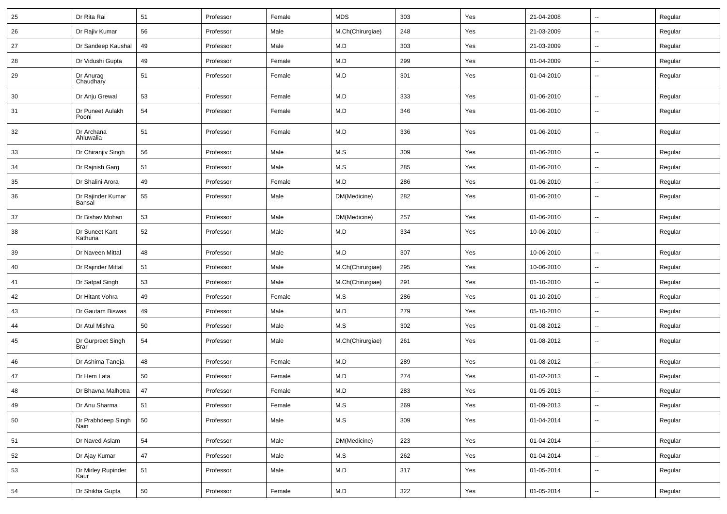| 25 | Dr Rita Rai | 51 | Professor | Female | MDS | 303 | Yes | 21-04-2008 | -- | Regular |
|---|---|---|---|---|---|---|---|---|---|---|
| 26 | Dr Rajiv Kumar | 56 | Professor | Male | M.Ch(Chirurgiae) | 248 | Yes | 21-03-2009 | -- | Regular |
| 27 | Dr Sandeep Kaushal | 49 | Professor | Male | M.D | 303 | Yes | 21-03-2009 | -- | Regular |
| 28 | Dr Vidushi Gupta | 49 | Professor | Female | M.D | 299 | Yes | 01-04-2009 | -- | Regular |
| 29 | Dr Anurag Chaudhary | 51 | Professor | Female | M.D | 301 | Yes | 01-04-2010 | -- | Regular |
| 30 | Dr Anju Grewal | 53 | Professor | Female | M.D | 333 | Yes | 01-06-2010 | -- | Regular |
| 31 | Dr Puneet Aulakh Pooni | 54 | Professor | Female | M.D | 346 | Yes | 01-06-2010 | -- | Regular |
| 32 | Dr Archana Ahluwalia | 51 | Professor | Female | M.D | 336 | Yes | 01-06-2010 | -- | Regular |
| 33 | Dr Chiranjiv Singh | 56 | Professor | Male | M.S | 309 | Yes | 01-06-2010 | -- | Regular |
| 34 | Dr Rajnish Garg | 51 | Professor | Male | M.S | 285 | Yes | 01-06-2010 | -- | Regular |
| 35 | Dr Shalini Arora | 49 | Professor | Female | M.D | 286 | Yes | 01-06-2010 | -- | Regular |
| 36 | Dr Rajinder Kumar Bansal | 55 | Professor | Male | DM(Medicine) | 282 | Yes | 01-06-2010 | -- | Regular |
| 37 | Dr Bishav Mohan | 53 | Professor | Male | DM(Medicine) | 257 | Yes | 01-06-2010 | -- | Regular |
| 38 | Dr Suneet Kant Kathuria | 52 | Professor | Male | M.D | 334 | Yes | 10-06-2010 | -- | Regular |
| 39 | Dr Naveen Mittal | 48 | Professor | Male | M.D | 307 | Yes | 10-06-2010 | -- | Regular |
| 40 | Dr Rajinder Mittal | 51 | Professor | Male | M.Ch(Chirurgiae) | 295 | Yes | 10-06-2010 | -- | Regular |
| 41 | Dr Satpal Singh | 53 | Professor | Male | M.Ch(Chirurgiae) | 291 | Yes | 01-10-2010 | -- | Regular |
| 42 | Dr Hitant Vohra | 49 | Professor | Female | M.S | 286 | Yes | 01-10-2010 | -- | Regular |
| 43 | Dr Gautam Biswas | 49 | Professor | Male | M.D | 279 | Yes | 05-10-2010 | -- | Regular |
| 44 | Dr Atul Mishra | 50 | Professor | Male | M.S | 302 | Yes | 01-08-2012 | -- | Regular |
| 45 | Dr Gurpreet Singh Brar | 54 | Professor | Male | M.Ch(Chirurgiae) | 261 | Yes | 01-08-2012 | -- | Regular |
| 46 | Dr Ashima Taneja | 48 | Professor | Female | M.D | 289 | Yes | 01-08-2012 | -- | Regular |
| 47 | Dr Hem Lata | 50 | Professor | Female | M.D | 274 | Yes | 01-02-2013 | -- | Regular |
| 48 | Dr Bhavna Malhotra | 47 | Professor | Female | M.D | 283 | Yes | 01-05-2013 | -- | Regular |
| 49 | Dr Anu Sharma | 51 | Professor | Female | M.S | 269 | Yes | 01-09-2013 | -- | Regular |
| 50 | Dr Prabhdeep Singh Nain | 50 | Professor | Male | M.S | 309 | Yes | 01-04-2014 | -- | Regular |
| 51 | Dr Naved Aslam | 54 | Professor | Male | DM(Medicine) | 223 | Yes | 01-04-2014 | -- | Regular |
| 52 | Dr Ajay Kumar | 47 | Professor | Male | M.S | 262 | Yes | 01-04-2014 | -- | Regular |
| 53 | Dr Mirley Rupinder Kaur | 51 | Professor | Male | M.D | 317 | Yes | 01-05-2014 | -- | Regular |
| 54 | Dr Shikha Gupta | 50 | Professor | Female | M.D | 322 | Yes | 01-05-2014 | -- | Regular |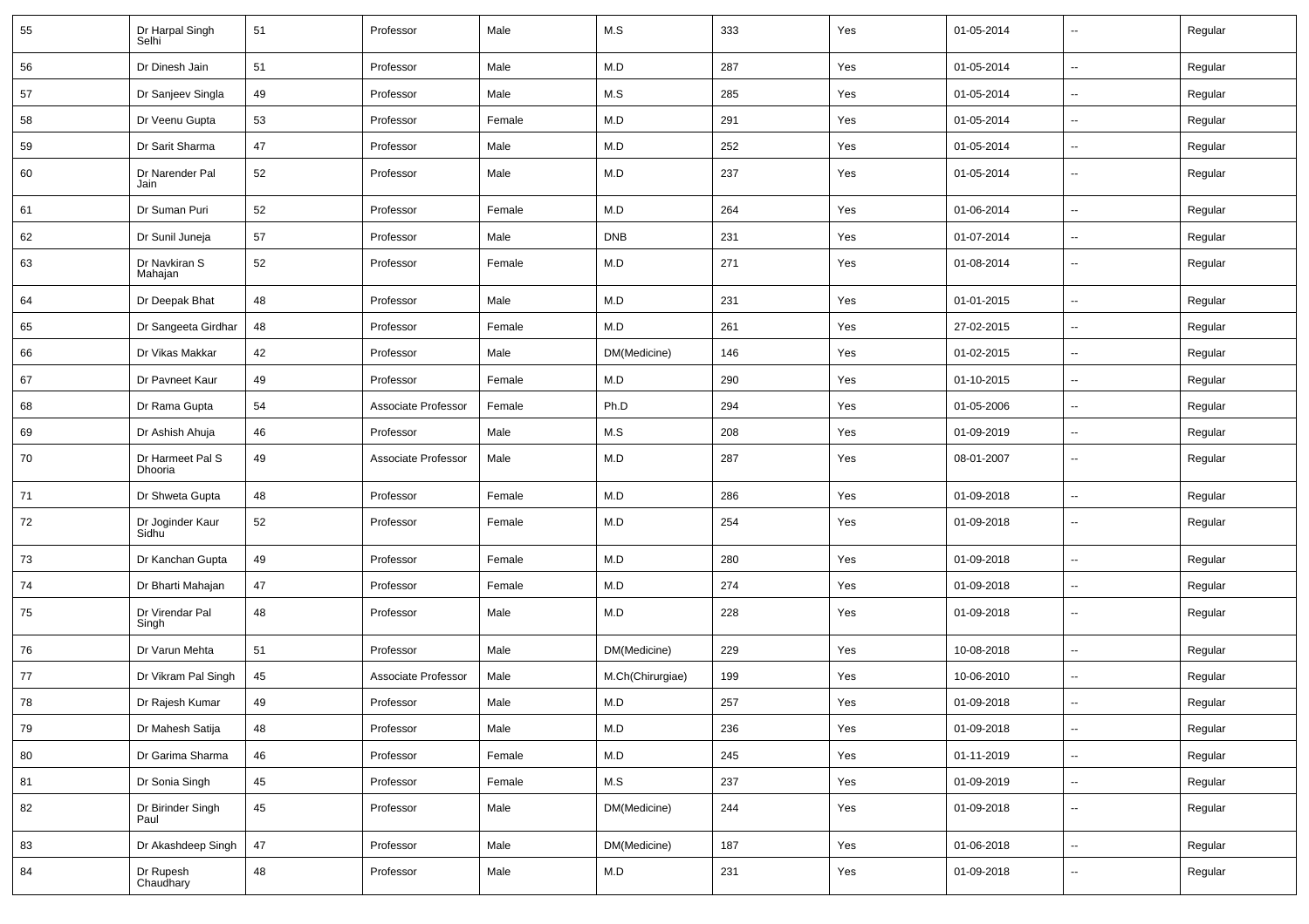| 55 | Dr Harpal Singh Selhi | 51 | Professor | Male | M.S | 333 | Yes | 01-05-2014 | -- | Regular |
|---|---|---|---|---|---|---|---|---|---|---|
| 56 | Dr Dinesh Jain | 51 | Professor | Male | M.D | 287 | Yes | 01-05-2014 | -- | Regular |
| 57 | Dr Sanjeev Singla | 49 | Professor | Male | M.S | 285 | Yes | 01-05-2014 | -- | Regular |
| 58 | Dr Veenu Gupta | 53 | Professor | Female | M.D | 291 | Yes | 01-05-2014 | -- | Regular |
| 59 | Dr Sarit Sharma | 47 | Professor | Male | M.D | 252 | Yes | 01-05-2014 | -- | Regular |
| 60 | Dr Narender Pal Jain | 52 | Professor | Male | M.D | 237 | Yes | 01-05-2014 | -- | Regular |
| 61 | Dr Suman Puri | 52 | Professor | Female | M.D | 264 | Yes | 01-06-2014 | -- | Regular |
| 62 | Dr Sunil Juneja | 57 | Professor | Male | DNB | 231 | Yes | 01-07-2014 | -- | Regular |
| 63 | Dr Navkiran S Mahajan | 52 | Professor | Female | M.D | 271 | Yes | 01-08-2014 | -- | Regular |
| 64 | Dr Deepak Bhat | 48 | Professor | Male | M.D | 231 | Yes | 01-01-2015 | -- | Regular |
| 65 | Dr Sangeeta Girdhar | 48 | Professor | Female | M.D | 261 | Yes | 27-02-2015 | -- | Regular |
| 66 | Dr Vikas Makkar | 42 | Professor | Male | DM(Medicine) | 146 | Yes | 01-02-2015 | -- | Regular |
| 67 | Dr Pavneet Kaur | 49 | Professor | Female | M.D | 290 | Yes | 01-10-2015 | -- | Regular |
| 68 | Dr Rama Gupta | 54 | Associate Professor | Female | Ph.D | 294 | Yes | 01-05-2006 | -- | Regular |
| 69 | Dr Ashish Ahuja | 46 | Professor | Male | M.S | 208 | Yes | 01-09-2019 | -- | Regular |
| 70 | Dr Harmeet Pal S Dhooria | 49 | Associate Professor | Male | M.D | 287 | Yes | 08-01-2007 | -- | Regular |
| 71 | Dr Shweta Gupta | 48 | Professor | Female | M.D | 286 | Yes | 01-09-2018 | -- | Regular |
| 72 | Dr Joginder Kaur Sidhu | 52 | Professor | Female | M.D | 254 | Yes | 01-09-2018 | -- | Regular |
| 73 | Dr Kanchan Gupta | 49 | Professor | Female | M.D | 280 | Yes | 01-09-2018 | -- | Regular |
| 74 | Dr Bharti Mahajan | 47 | Professor | Female | M.D | 274 | Yes | 01-09-2018 | -- | Regular |
| 75 | Dr Virendar Pal Singh | 48 | Professor | Male | M.D | 228 | Yes | 01-09-2018 | -- | Regular |
| 76 | Dr Varun Mehta | 51 | Professor | Male | DM(Medicine) | 229 | Yes | 10-08-2018 | -- | Regular |
| 77 | Dr Vikram Pal Singh | 45 | Associate Professor | Male | M.Ch(Chirurgiae) | 199 | Yes | 10-06-2010 | -- | Regular |
| 78 | Dr Rajesh Kumar | 49 | Professor | Male | M.D | 257 | Yes | 01-09-2018 | -- | Regular |
| 79 | Dr Mahesh Satija | 48 | Professor | Male | M.D | 236 | Yes | 01-09-2018 | -- | Regular |
| 80 | Dr Garima Sharma | 46 | Professor | Female | M.D | 245 | Yes | 01-11-2019 | -- | Regular |
| 81 | Dr Sonia Singh | 45 | Professor | Female | M.S | 237 | Yes | 01-09-2019 | -- | Regular |
| 82 | Dr Birinder Singh Paul | 45 | Professor | Male | DM(Medicine) | 244 | Yes | 01-09-2018 | -- | Regular |
| 83 | Dr Akashdeep Singh | 47 | Professor | Male | DM(Medicine) | 187 | Yes | 01-06-2018 | -- | Regular |
| 84 | Dr Rupesh Chaudhary | 48 | Professor | Male | M.D | 231 | Yes | 01-09-2018 | -- | Regular |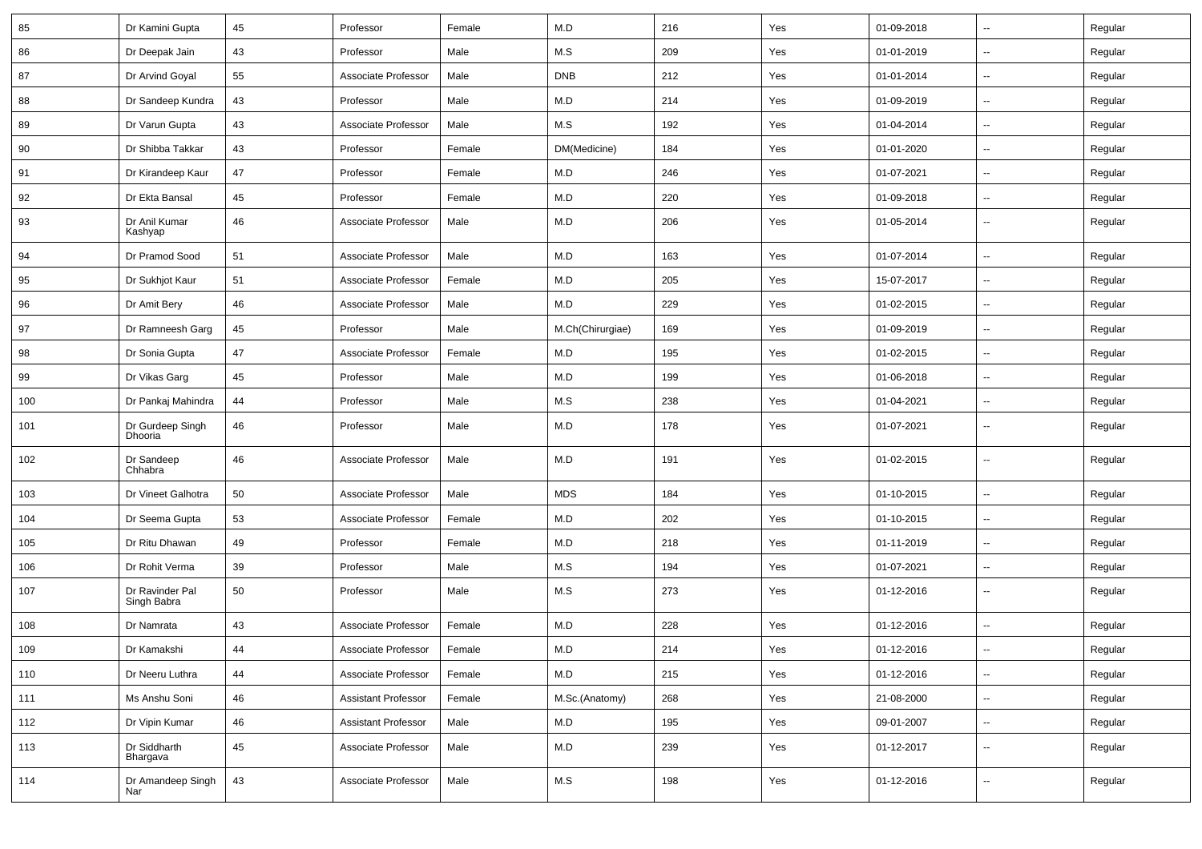| 85 | Dr Kamini Gupta | 45 | Professor | Female | M.D | 216 | Yes | 01-09-2018 | -- | Regular |
|---|---|---|---|---|---|---|---|---|---|---|
| 86 | Dr Deepak Jain | 43 | Professor | Male | M.S | 209 | Yes | 01-01-2019 | -- | Regular |
| 87 | Dr Arvind Goyal | 55 | Associate Professor | Male | DNB | 212 | Yes | 01-01-2014 | -- | Regular |
| 88 | Dr Sandeep Kundra | 43 | Professor | Male | M.D | 214 | Yes | 01-09-2019 | -- | Regular |
| 89 | Dr Varun Gupta | 43 | Associate Professor | Male | M.S | 192 | Yes | 01-04-2014 | -- | Regular |
| 90 | Dr Shibba Takkar | 43 | Professor | Female | DM(Medicine) | 184 | Yes | 01-01-2020 | -- | Regular |
| 91 | Dr Kirandeep Kaur | 47 | Professor | Female | M.D | 246 | Yes | 01-07-2021 | -- | Regular |
| 92 | Dr Ekta Bansal | 45 | Professor | Female | M.D | 220 | Yes | 01-09-2018 | -- | Regular |
| 93 | Dr Anil Kumar Kashyap | 46 | Associate Professor | Male | M.D | 206 | Yes | 01-05-2014 | -- | Regular |
| 94 | Dr Pramod Sood | 51 | Associate Professor | Male | M.D | 163 | Yes | 01-07-2014 | -- | Regular |
| 95 | Dr Sukhjot Kaur | 51 | Associate Professor | Female | M.D | 205 | Yes | 15-07-2017 | -- | Regular |
| 96 | Dr Amit Bery | 46 | Associate Professor | Male | M.D | 229 | Yes | 01-02-2015 | -- | Regular |
| 97 | Dr Ramneesh Garg | 45 | Professor | Male | M.Ch(Chirurgiae) | 169 | Yes | 01-09-2019 | -- | Regular |
| 98 | Dr Sonia Gupta | 47 | Associate Professor | Female | M.D | 195 | Yes | 01-02-2015 | -- | Regular |
| 99 | Dr Vikas Garg | 45 | Professor | Male | M.D | 199 | Yes | 01-06-2018 | -- | Regular |
| 100 | Dr Pankaj Mahindra | 44 | Professor | Male | M.S | 238 | Yes | 01-04-2021 | -- | Regular |
| 101 | Dr Gurdeep Singh Dhooria | 46 | Professor | Male | M.D | 178 | Yes | 01-07-2021 | -- | Regular |
| 102 | Dr Sandeep Chhabra | 46 | Associate Professor | Male | M.D | 191 | Yes | 01-02-2015 | -- | Regular |
| 103 | Dr Vineet Galhotra | 50 | Associate Professor | Male | MDS | 184 | Yes | 01-10-2015 | -- | Regular |
| 104 | Dr Seema Gupta | 53 | Associate Professor | Female | M.D | 202 | Yes | 01-10-2015 | -- | Regular |
| 105 | Dr Ritu Dhawan | 49 | Professor | Female | M.D | 218 | Yes | 01-11-2019 | -- | Regular |
| 106 | Dr Rohit Verma | 39 | Professor | Male | M.S | 194 | Yes | 01-07-2021 | -- | Regular |
| 107 | Dr Ravinder Pal Singh Babra | 50 | Professor | Male | M.S | 273 | Yes | 01-12-2016 | -- | Regular |
| 108 | Dr Namrata | 43 | Associate Professor | Female | M.D | 228 | Yes | 01-12-2016 | -- | Regular |
| 109 | Dr Kamakshi | 44 | Associate Professor | Female | M.D | 214 | Yes | 01-12-2016 | -- | Regular |
| 110 | Dr Neeru Luthra | 44 | Associate Professor | Female | M.D | 215 | Yes | 01-12-2016 | -- | Regular |
| 111 | Ms Anshu Soni | 46 | Assistant Professor | Female | M.Sc.(Anatomy) | 268 | Yes | 21-08-2000 | -- | Regular |
| 112 | Dr Vipin Kumar | 46 | Assistant Professor | Male | M.D | 195 | Yes | 09-01-2007 | -- | Regular |
| 113 | Dr Siddharth Bhargava | 45 | Associate Professor | Male | M.D | 239 | Yes | 01-12-2017 | -- | Regular |
| 114 | Dr Amandeep Singh Nar | 43 | Associate Professor | Male | M.S | 198 | Yes | 01-12-2016 | -- | Regular |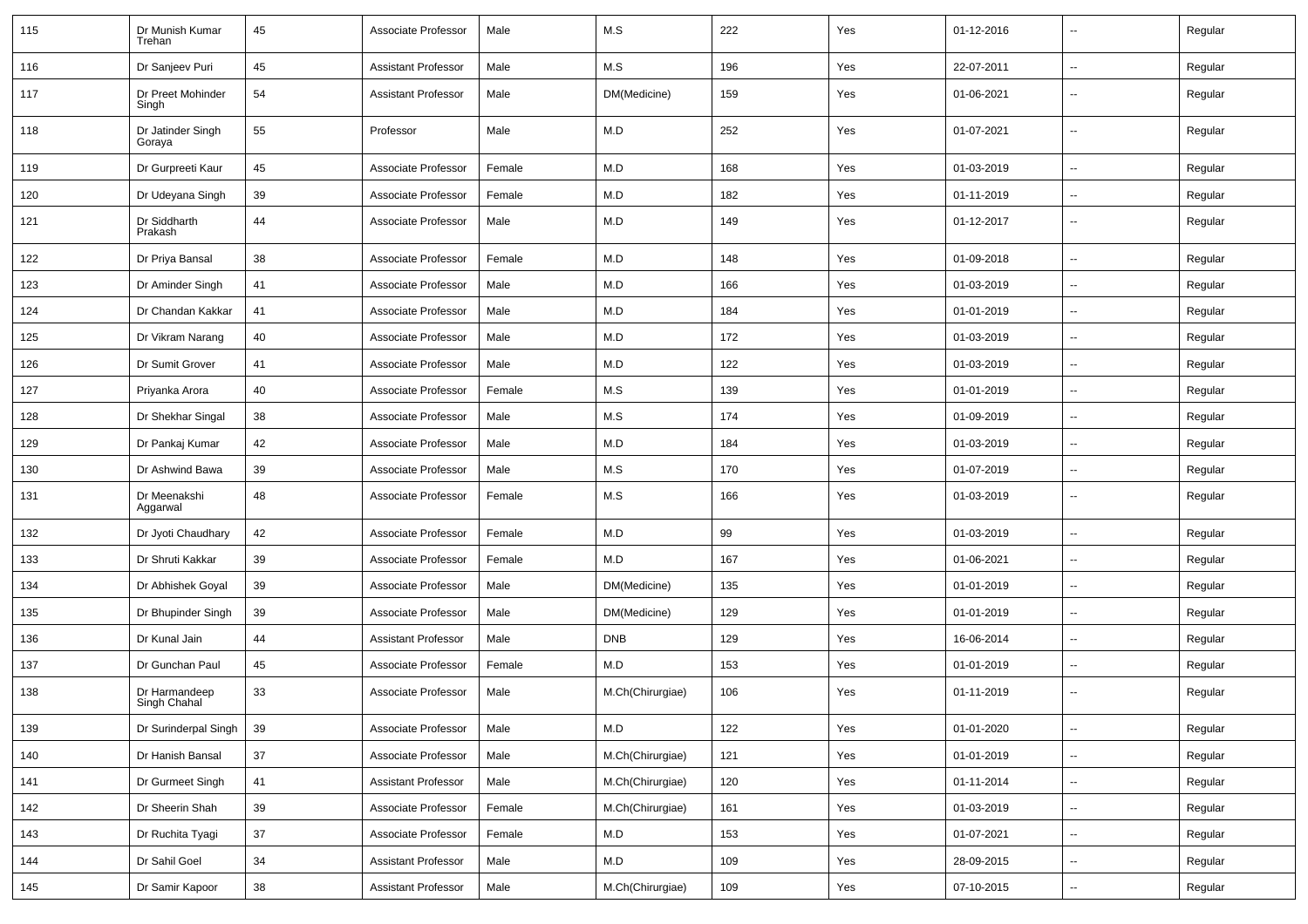| 115 | Dr Munish Kumar Trehan | 45 | Associate Professor | Male | M.S | 222 | Yes | 01-12-2016 | -- | Regular |
|---|---|---|---|---|---|---|---|---|---|---|
| 116 | Dr Sanjeev Puri | 45 | Assistant Professor | Male | M.S | 196 | Yes | 22-07-2011 | -- | Regular |
| 117 | Dr Preet Mohinder Singh | 54 | Assistant Professor | Male | DM(Medicine) | 159 | Yes | 01-06-2021 | -- | Regular |
| 118 | Dr Jatinder Singh Goraya | 55 | Professor | Male | M.D | 252 | Yes | 01-07-2021 | -- | Regular |
| 119 | Dr Gurpreeti Kaur | 45 | Associate Professor | Female | M.D | 168 | Yes | 01-03-2019 | -- | Regular |
| 120 | Dr Udeyana Singh | 39 | Associate Professor | Female | M.D | 182 | Yes | 01-11-2019 | -- | Regular |
| 121 | Dr Siddharth Prakash | 44 | Associate Professor | Male | M.D | 149 | Yes | 01-12-2017 | -- | Regular |
| 122 | Dr Priya Bansal | 38 | Associate Professor | Female | M.D | 148 | Yes | 01-09-2018 | -- | Regular |
| 123 | Dr Aminder Singh | 41 | Associate Professor | Male | M.D | 166 | Yes | 01-03-2019 | -- | Regular |
| 124 | Dr Chandan Kakkar | 41 | Associate Professor | Male | M.D | 184 | Yes | 01-01-2019 | -- | Regular |
| 125 | Dr Vikram Narang | 40 | Associate Professor | Male | M.D | 172 | Yes | 01-03-2019 | -- | Regular |
| 126 | Dr Sumit Grover | 41 | Associate Professor | Male | M.D | 122 | Yes | 01-03-2019 | -- | Regular |
| 127 | Priyanka Arora | 40 | Associate Professor | Female | M.S | 139 | Yes | 01-01-2019 | -- | Regular |
| 128 | Dr Shekhar Singal | 38 | Associate Professor | Male | M.S | 174 | Yes | 01-09-2019 | -- | Regular |
| 129 | Dr Pankaj Kumar | 42 | Associate Professor | Male | M.D | 184 | Yes | 01-03-2019 | -- | Regular |
| 130 | Dr Ashwind Bawa | 39 | Associate Professor | Male | M.S | 170 | Yes | 01-07-2019 | -- | Regular |
| 131 | Dr Meenakshi Aggarwal | 48 | Associate Professor | Female | M.S | 166 | Yes | 01-03-2019 | -- | Regular |
| 132 | Dr Jyoti Chaudhary | 42 | Associate Professor | Female | M.D | 99 | Yes | 01-03-2019 | -- | Regular |
| 133 | Dr Shruti Kakkar | 39 | Associate Professor | Female | M.D | 167 | Yes | 01-06-2021 | -- | Regular |
| 134 | Dr Abhishek Goyal | 39 | Associate Professor | Male | DM(Medicine) | 135 | Yes | 01-01-2019 | -- | Regular |
| 135 | Dr Bhupinder Singh | 39 | Associate Professor | Male | DM(Medicine) | 129 | Yes | 01-01-2019 | -- | Regular |
| 136 | Dr Kunal Jain | 44 | Assistant Professor | Male | DNB | 129 | Yes | 16-06-2014 | -- | Regular |
| 137 | Dr Gunchan Paul | 45 | Associate Professor | Female | M.D | 153 | Yes | 01-01-2019 | -- | Regular |
| 138 | Dr Harmandeep Singh Chahal | 33 | Associate Professor | Male | M.Ch(Chirurgiae) | 106 | Yes | 01-11-2019 | -- | Regular |
| 139 | Dr Surinderpal Singh | 39 | Associate Professor | Male | M.D | 122 | Yes | 01-01-2020 | -- | Regular |
| 140 | Dr Hanish Bansal | 37 | Associate Professor | Male | M.Ch(Chirurgiae) | 121 | Yes | 01-01-2019 | -- | Regular |
| 141 | Dr Gurmeet Singh | 41 | Assistant Professor | Male | M.Ch(Chirurgiae) | 120 | Yes | 01-11-2014 | -- | Regular |
| 142 | Dr Sheerin Shah | 39 | Associate Professor | Female | M.Ch(Chirurgiae) | 161 | Yes | 01-03-2019 | -- | Regular |
| 143 | Dr Ruchita Tyagi | 37 | Associate Professor | Female | M.D | 153 | Yes | 01-07-2021 | -- | Regular |
| 144 | Dr Sahil Goel | 34 | Assistant Professor | Male | M.D | 109 | Yes | 28-09-2015 | -- | Regular |
| 145 | Dr Samir Kapoor | 38 | Assistant Professor | Male | M.Ch(Chirurgiae) | 109 | Yes | 07-10-2015 | -- | Regular |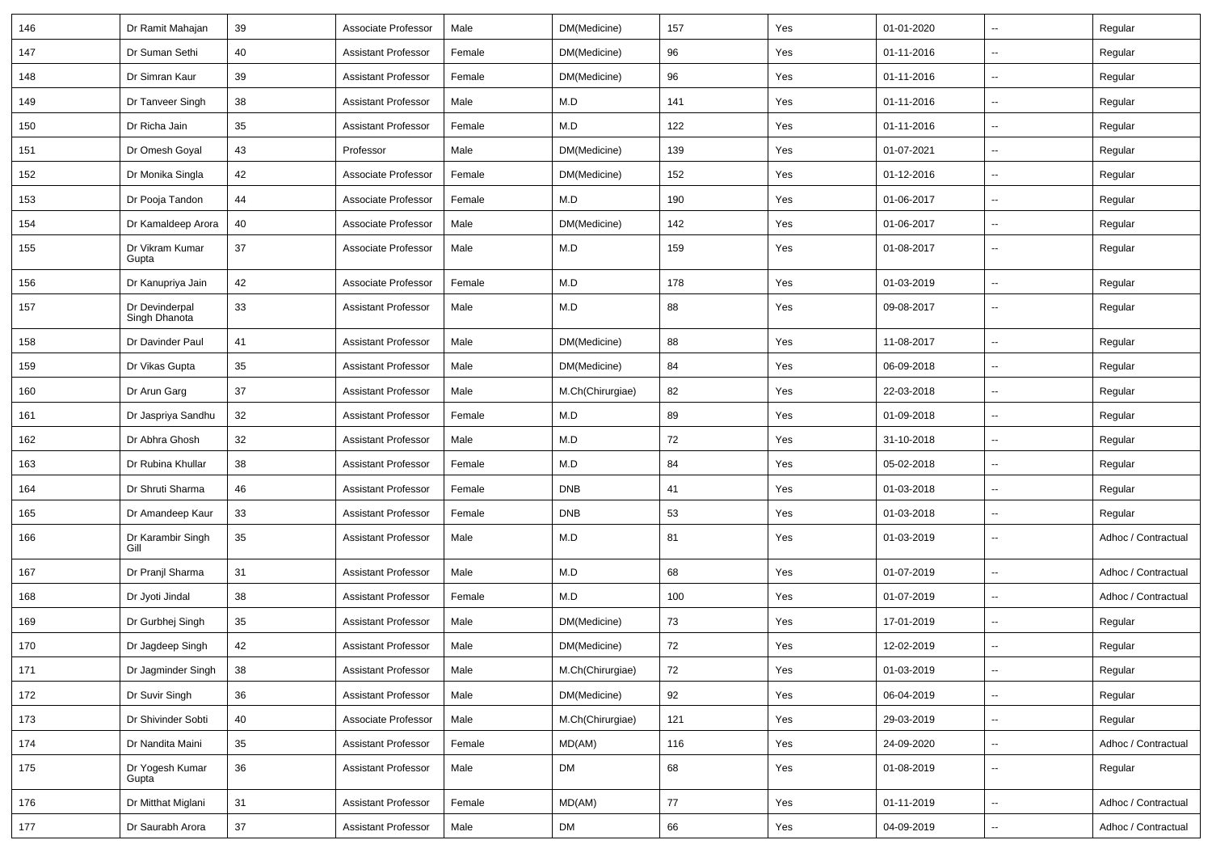| 146 | Dr Ramit Mahajan | 39 | Associate Professor | Male | DM(Medicine) | 157 | Yes | 01-01-2020 | -- | Regular |
|---|---|---|---|---|---|---|---|---|---|---|
| 147 | Dr Suman Sethi | 40 | Assistant Professor | Female | DM(Medicine) | 96 | Yes | 01-11-2016 | -- | Regular |
| 148 | Dr Simran Kaur | 39 | Assistant Professor | Female | DM(Medicine) | 96 | Yes | 01-11-2016 | -- | Regular |
| 149 | Dr Tanveer Singh | 38 | Assistant Professor | Male | M.D | 141 | Yes | 01-11-2016 | -- | Regular |
| 150 | Dr Richa Jain | 35 | Assistant Professor | Female | M.D | 122 | Yes | 01-11-2016 | -- | Regular |
| 151 | Dr Omesh Goyal | 43 | Professor | Male | DM(Medicine) | 139 | Yes | 01-07-2021 | -- | Regular |
| 152 | Dr Monika Singla | 42 | Associate Professor | Female | DM(Medicine) | 152 | Yes | 01-12-2016 | -- | Regular |
| 153 | Dr Pooja Tandon | 44 | Associate Professor | Female | M.D | 190 | Yes | 01-06-2017 | -- | Regular |
| 154 | Dr Kamaldeep Arora | 40 | Associate Professor | Male | DM(Medicine) | 142 | Yes | 01-06-2017 | -- | Regular |
| 155 | Dr Vikram Kumar Gupta | 37 | Associate Professor | Male | M.D | 159 | Yes | 01-08-2017 | -- | Regular |
| 156 | Dr Kanupriya Jain | 42 | Associate Professor | Female | M.D | 178 | Yes | 01-03-2019 | -- | Regular |
| 157 | Dr Devinderpal Singh Dhanota | 33 | Assistant Professor | Male | M.D | 88 | Yes | 09-08-2017 | -- | Regular |
| 158 | Dr Davinder Paul | 41 | Assistant Professor | Male | DM(Medicine) | 88 | Yes | 11-08-2017 | -- | Regular |
| 159 | Dr Vikas Gupta | 35 | Assistant Professor | Male | DM(Medicine) | 84 | Yes | 06-09-2018 | -- | Regular |
| 160 | Dr Arun Garg | 37 | Assistant Professor | Male | M.Ch(Chirurgiae) | 82 | Yes | 22-03-2018 | -- | Regular |
| 161 | Dr Jaspriya Sandhu | 32 | Assistant Professor | Female | M.D | 89 | Yes | 01-09-2018 | -- | Regular |
| 162 | Dr Abhra Ghosh | 32 | Assistant Professor | Male | M.D | 72 | Yes | 31-10-2018 | -- | Regular |
| 163 | Dr Rubina Khullar | 38 | Assistant Professor | Female | M.D | 84 | Yes | 05-02-2018 | -- | Regular |
| 164 | Dr Shruti Sharma | 46 | Assistant Professor | Female | DNB | 41 | Yes | 01-03-2018 | -- | Regular |
| 165 | Dr Amandeep Kaur | 33 | Assistant Professor | Female | DNB | 53 | Yes | 01-03-2018 | -- | Regular |
| 166 | Dr Karambir Singh Gill | 35 | Assistant Professor | Male | M.D | 81 | Yes | 01-03-2019 | -- | Adhoc / Contractual |
| 167 | Dr Pranjl Sharma | 31 | Assistant Professor | Male | M.D | 68 | Yes | 01-07-2019 | -- | Adhoc / Contractual |
| 168 | Dr Jyoti Jindal | 38 | Assistant Professor | Female | M.D | 100 | Yes | 01-07-2019 | -- | Adhoc / Contractual |
| 169 | Dr Gurbhej Singh | 35 | Assistant Professor | Male | DM(Medicine) | 73 | Yes | 17-01-2019 | -- | Regular |
| 170 | Dr Jagdeep Singh | 42 | Assistant Professor | Male | DM(Medicine) | 72 | Yes | 12-02-2019 | -- | Regular |
| 171 | Dr Jagminder Singh | 38 | Assistant Professor | Male | M.Ch(Chirurgiae) | 72 | Yes | 01-03-2019 | -- | Regular |
| 172 | Dr Suvir Singh | 36 | Assistant Professor | Male | DM(Medicine) | 92 | Yes | 06-04-2019 | -- | Regular |
| 173 | Dr Shivinder Sobti | 40 | Associate Professor | Male | M.Ch(Chirurgiae) | 121 | Yes | 29-03-2019 | -- | Regular |
| 174 | Dr Nandita Maini | 35 | Assistant Professor | Female | MD(AM) | 116 | Yes | 24-09-2020 | -- | Adhoc / Contractual |
| 175 | Dr Yogesh Kumar Gupta | 36 | Assistant Professor | Male | DM | 68 | Yes | 01-08-2019 | -- | Regular |
| 176 | Dr Mitthat Miglani | 31 | Assistant Professor | Female | MD(AM) | 77 | Yes | 01-11-2019 | -- | Adhoc / Contractual |
| 177 | Dr Saurabh Arora | 37 | Assistant Professor | Male | DM | 66 | Yes | 04-09-2019 | -- | Adhoc / Contractual |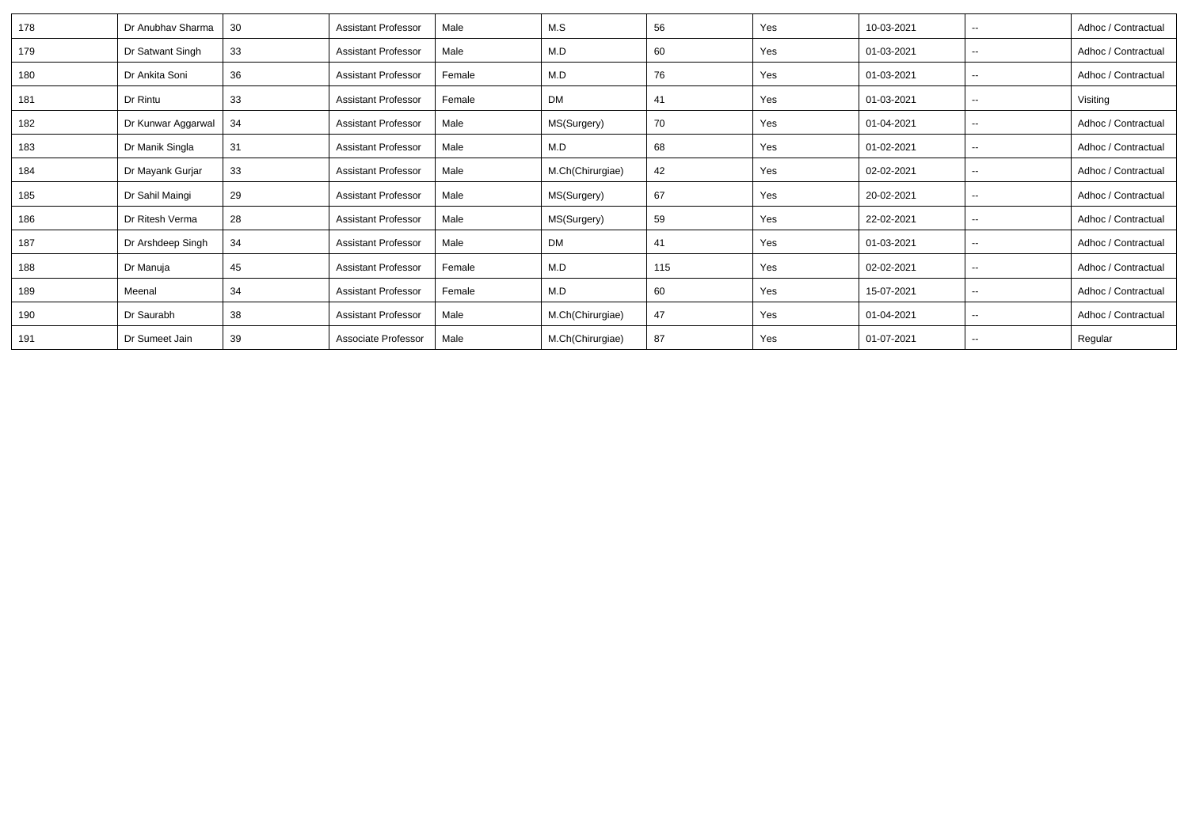| | | | | | | | | | | |
|---|---|---|---|---|---|---|---|---|---|---|
| 178 | Dr Anubhav Sharma | 30 | Assistant Professor | Male | M.S | 56 | Yes | 10-03-2021 | -- | Adhoc / Contractual |
| 179 | Dr Satwant Singh | 33 | Assistant Professor | Male | M.D | 60 | Yes | 01-03-2021 | -- | Adhoc / Contractual |
| 180 | Dr Ankita Soni | 36 | Assistant Professor | Female | M.D | 76 | Yes | 01-03-2021 | -- | Adhoc / Contractual |
| 181 | Dr Rintu | 33 | Assistant Professor | Female | DM | 41 | Yes | 01-03-2021 | -- | Visiting |
| 182 | Dr Kunwar Aggarwal | 34 | Assistant Professor | Male | MS(Surgery) | 70 | Yes | 01-04-2021 | -- | Adhoc / Contractual |
| 183 | Dr Manik Singla | 31 | Assistant Professor | Male | M.D | 68 | Yes | 01-02-2021 | -- | Adhoc / Contractual |
| 184 | Dr Mayank Gurjar | 33 | Assistant Professor | Male | M.Ch(Chirurgiae) | 42 | Yes | 02-02-2021 | -- | Adhoc / Contractual |
| 185 | Dr Sahil Maingi | 29 | Assistant Professor | Male | MS(Surgery) | 67 | Yes | 20-02-2021 | -- | Adhoc / Contractual |
| 186 | Dr Ritesh Verma | 28 | Assistant Professor | Male | MS(Surgery) | 59 | Yes | 22-02-2021 | -- | Adhoc / Contractual |
| 187 | Dr Arshdeep Singh | 34 | Assistant Professor | Male | DM | 41 | Yes | 01-03-2021 | -- | Adhoc / Contractual |
| 188 | Dr Manuja | 45 | Assistant Professor | Female | M.D | 115 | Yes | 02-02-2021 | -- | Adhoc / Contractual |
| 189 | Meenal | 34 | Assistant Professor | Female | M.D | 60 | Yes | 15-07-2021 | -- | Adhoc / Contractual |
| 190 | Dr Saurabh | 38 | Assistant Professor | Male | M.Ch(Chirurgiae) | 47 | Yes | 01-04-2021 | -- | Adhoc / Contractual |
| 191 | Dr Sumeet Jain | 39 | Associate Professor | Male | M.Ch(Chirurgiae) | 87 | Yes | 01-07-2021 | -- | Regular |